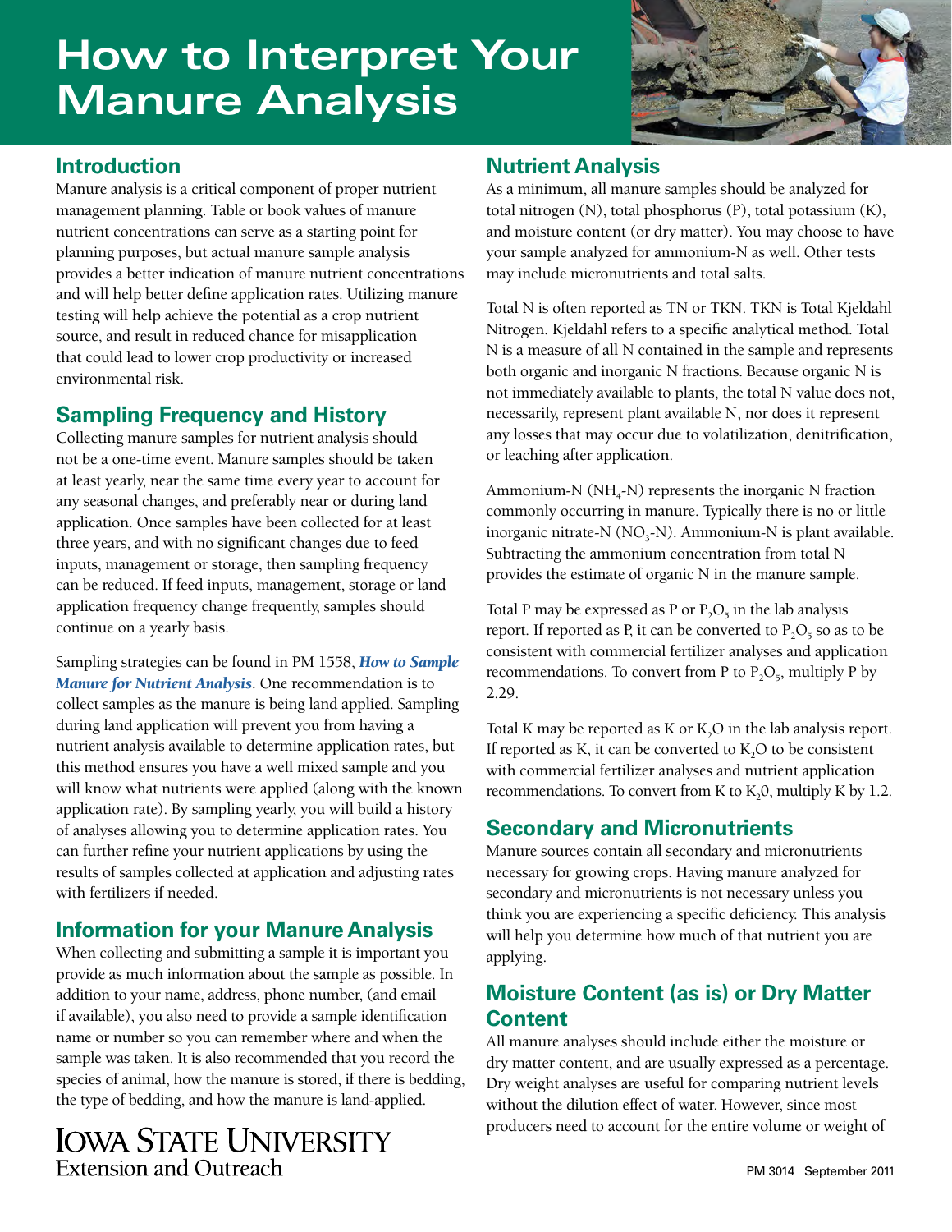# How to Interpret Your Manure Analysis

## Introduction

Manure analysis is a critical component of proper nutrient management planning. Table or book values of manure nutrient concentrations can serve as a starting point for planning purposes, but actual manure sample analysis provides a better indication of manure nutrient concentrations and will help better define application rates. Utilizing manure testing will help achieve the potential as a crop nutrient source, and result in reduced chance for misapplication that could lead to lower crop productivity or increased environmental risk.

## Sampling Frequency and History

Collecting manure samples for nutrient analysis should not be a one-time event. Manure samples should be taken at least yearly, near the same time every year to account for any seasonal changes, and preferably near or during land application. Once samples have been collected for at least three years, and with no significant changes due to feed inputs, management or storage, then sampling frequency can be reduced. If feed inputs, management, storage or land application frequency change frequently, samples should continue on a yearly basis.

Sampling strategies can be found in PM 1558, ***How to Sample Manure for Nutrient Analysis***. One recommendation is to collect samples as the manure is being land applied. Sampling during land application will prevent you from having a nutrient analysis available to determine application rates, but this method ensures you have a well mixed sample and you will know what nutrients were applied (along with the known application rate). By sampling yearly, you will build a history of analyses allowing you to determine application rates. You can further refine your nutrient applications by using the results of samples collected at application and adjusting rates with fertilizers if needed.

## Information for your Manure Analysis

When collecting and submitting a sample it is important you provide as much information about the sample as possible. In addition to your name, address, phone number, (and email if available), you also need to provide a sample identification name or number so you can remember where and when the sample was taken. It is also recommended that you record the species of animal, how the manure is stored, if there is bedding, the type of bedding, and how the manure is land-applied.

## Nutrient Analysis

As a minimum, all manure samples should be analyzed for total nitrogen (N), total phosphorus (P), total potassium (K), and moisture content (or dry matter). You may choose to have your sample analyzed for ammonium-N as well. Other tests may include micronutrients and total salts.

Total N is often reported as TN or TKN. TKN is Total Kjeldahl Nitrogen. Kjeldahl refers to a specific analytical method. Total N is a measure of all N contained in the sample and represents both organic and inorganic N fractions. Because organic N is not immediately available to plants, the total N value does not, necessarily, represent plant available N, nor does it represent any losses that may occur due to volatilization, denitrification, or leaching after application.

Ammonium-N ($NH_4$-N) represents the inorganic N fraction commonly occurring in manure. Typically there is no or little inorganic nitrate-N ($NO_3$-N). Ammonium-N is plant available. Subtracting the ammonium concentration from total N provides the estimate of organic N in the manure sample.

Total P may be expressed as P or $P_2O_5$ in the lab analysis report. If reported as P, it can be converted to $P_2O_5$ so as to be consistent with commercial fertilizer analyses and application recommendations. To convert from P to $P_2O_5$, multiply P by 2.29.

Total K may be reported as K or $K_2O$ in the lab analysis report. If reported as K, it can be converted to $K_2O$ to be consistent with commercial fertilizer analyses and nutrient application recommendations. To convert from K to $K_20$, multiply K by 1.2.

## Secondary and Micronutrients

Manure sources contain all secondary and micronutrients necessary for growing crops. Having manure analyzed for secondary and micronutrients is not necessary unless you think you are experiencing a specific deficiency. This analysis will help you determine how much of that nutrient you are applying.

## Moisture Content (as is) or Dry Matter Content

All manure analyses should include either the moisture or dry matter content, and are usually expressed as a percentage. Dry weight analyses are useful for comparing nutrient levels without the dilution effect of water. However, since most producers need to account for the entire volume or weight of

IOWA STATE UNIVERSITY
Extension and Outreach

PM 3014 September 2011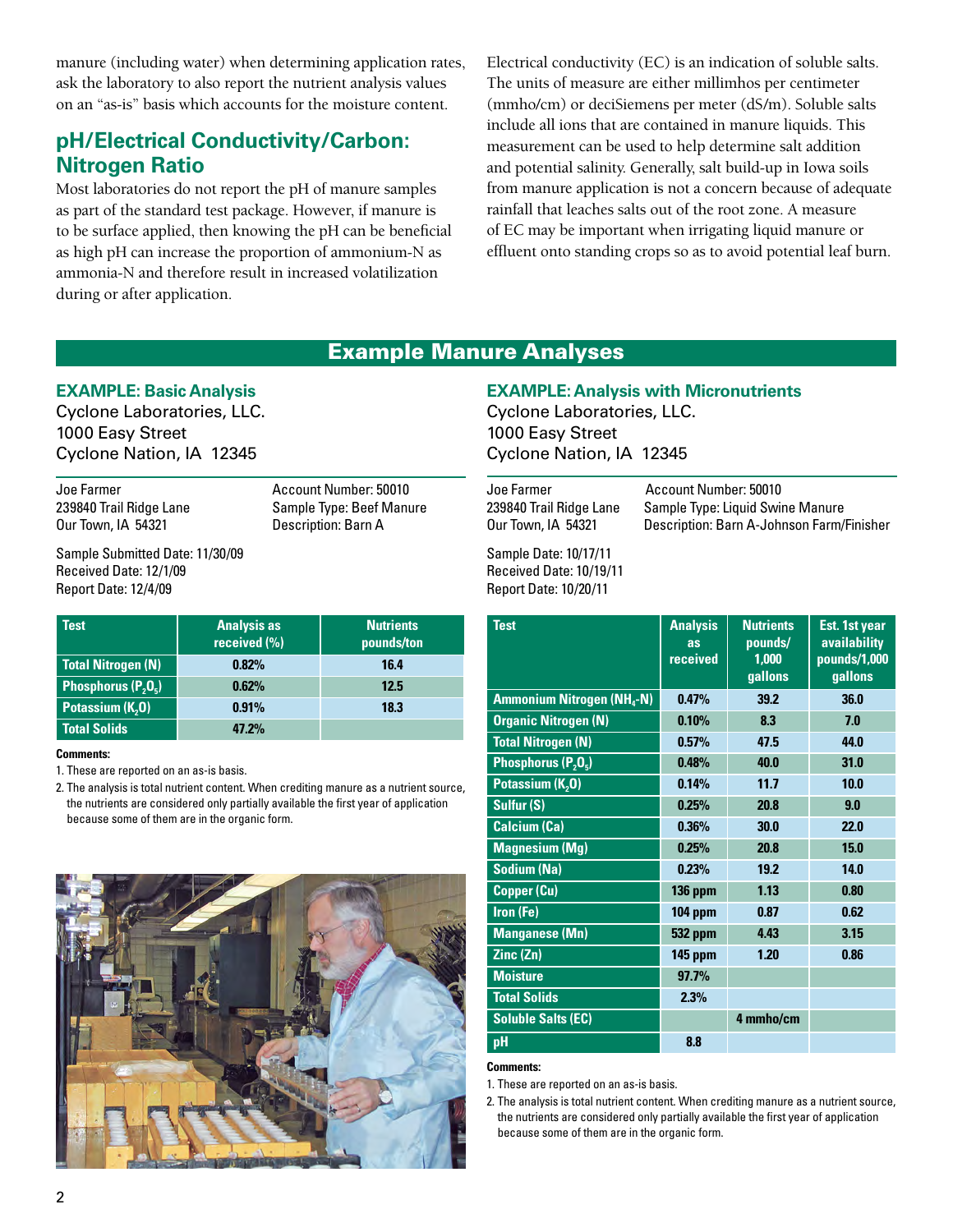manure (including water) when determining application rates, ask the laboratory to also report the nutrient analysis values on an "as-is" basis which accounts for the moisture content.

## pH/Electrical Conductivity/Carbon: Nitrogen Ratio

Most laboratories do not report the pH of manure samples as part of the standard test package. However, if manure is to be surface applied, then knowing the pH can be beneficial as high pH can increase the proportion of ammonium-N as ammonia-N and therefore result in increased volatilization during or after application.

Electrical conductivity (EC) is an indication of soluble salts. The units of measure are either millimhos per centimeter (mmho/cm) or deciSiemens per meter (dS/m). Soluble salts include all ions that are contained in manure liquids. This measurement can be used to help determine salt addition and potential salinity. Generally, salt build-up in Iowa soils from manure application is not a concern because of adequate rainfall that leaches salts out of the root zone. A measure of EC may be important when irrigating liquid manure or effluent onto standing crops so as to avoid potential leaf burn.

## Example Manure Analyses

### EXAMPLE: Basic Analysis

Cyclone Laboratories, LLC.
1000 Easy Street
Cyclone Nation, IA 12345

Joe Farmer
239840 Trail Ridge Lane
Our Town, IA 54321

Account Number: 50010
Sample Type: Beef Manure
Description: Barn A

Sample Submitted Date: 11/30/09
Received Date: 12/1/09
Report Date: 12/4/09

| Test | Analysis as received (%) | Nutrients pounds/ton |
|---|---|---|
| Total Nitrogen (N) | 0.82% | 16.4 |
| Phosphorus ($P_2O_5$) | 0.62% | 12.5 |
| Potassium ($K_2O$) | 0.91% | 18.3 |
| Total Solids | 47.2% | |

**Comments:**

1. These are reported on an as-is basis.
2. The analysis is total nutrient content. When crediting manure as a nutrient source, the nutrients are considered only partially available the first year of application because some of them are in the organic form.

### EXAMPLE: Analysis with Micronutrients

Cyclone Laboratories, LLC.
1000 Easy Street
Cyclone Nation, IA 12345

Joe Farmer
239840 Trail Ridge Lane
Our Town, IA 54321

Account Number: 50010
Sample Type: Liquid Swine Manure
Description: Barn A-Johnson Farm/Finisher

Sample Date: 10/17/11
Received Date: 10/19/11
Report Date: 10/20/11

| Test | Analysis as received | Nutrients pounds/ 1,000 gallons | Est. 1st year availability pounds/1,000 gallons |
|---|---|---|---|
| Ammonium Nitrogen ($NH_4$-N) | 0.47% | 39.2 | 36.0 |
| Organic Nitrogen (N) | 0.10% | 8.3 | 7.0 |
| Total Nitrogen (N) | 0.57% | 47.5 | 44.0 |
| Phosphorus ($P_2O_5$) | 0.48% | 40.0 | 31.0 |
| Potassium ($K_2O$) | 0.14% | 11.7 | 10.0 |
| Sulfur (S) | 0.25% | 20.8 | 9.0 |
| Calcium (Ca) | 0.36% | 30.0 | 22.0 |
| Magnesium (Mg) | 0.25% | 20.8 | 15.0 |
| Sodium (Na) | 0.23% | 19.2 | 14.0 |
| Copper (Cu) | 136 ppm | 1.13 | 0.80 |
| Iron (Fe) | 104 ppm | 0.87 | 0.62 |
| Manganese (Mn) | 532 ppm | 4.43 | 3.15 |
| Zinc (Zn) | 145 ppm | 1.20 | 0.86 |
| Moisture | 97.7% | | |
| Total Solids | 2.3% | | |
| Soluble Salts (EC) | | 4 mmho/cm | |
| pH | 8.8 | | |

**Comments:**

1. These are reported on an as-is basis.
2. The analysis is total nutrient content. When crediting manure as a nutrient source, the nutrients are considered only partially available the first year of application because some of them are in the organic form.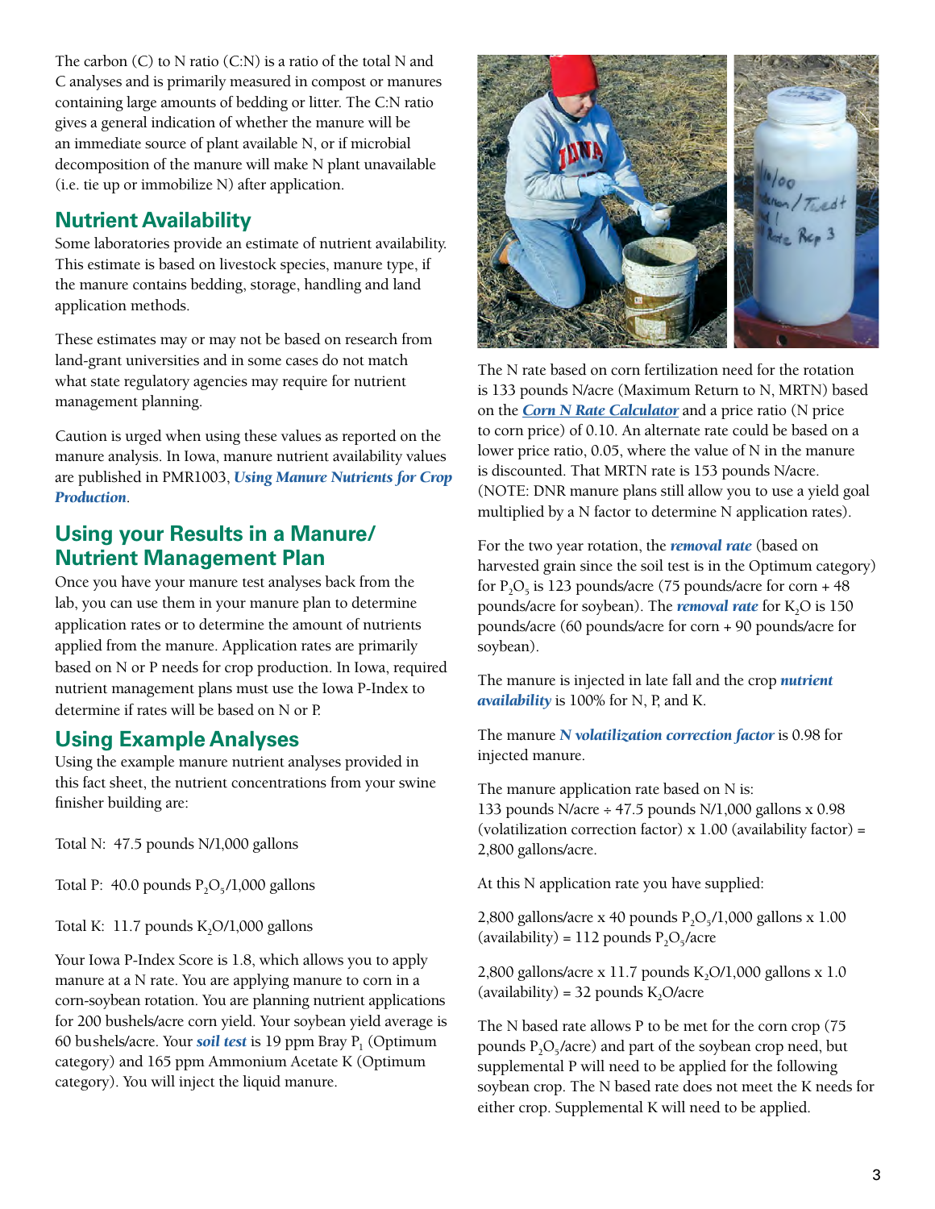The carbon (C) to N ratio (C:N) is a ratio of the total N and C analyses and is primarily measured in compost or manures containing large amounts of bedding or litter. The C:N ratio gives a general indication of whether the manure will be an immediate source of plant available N, or if microbial decomposition of the manure will make N plant unavailable (i.e. tie up or immobilize N) after application.

## Nutrient Availability

Some laboratories provide an estimate of nutrient availability. This estimate is based on livestock species, manure type, if the manure contains bedding, storage, handling and land application methods.

These estimates may or may not be based on research from land-grant universities and in some cases do not match what state regulatory agencies may require for nutrient management planning.

Caution is urged when using these values as reported on the manure analysis. In Iowa, manure nutrient availability values are published in PMR1003, ***Using Manure Nutrients for Crop Production***.

## Using your Results in a Manure/ Nutrient Management Plan

Once you have your manure test analyses back from the lab, you can use them in your manure plan to determine application rates or to determine the amount of nutrients applied from the manure. Application rates are primarily based on N or P needs for crop production. In Iowa, required nutrient management plans must use the Iowa P-Index to determine if rates will be based on N or P.

## Using Example Analyses

Using the example manure nutrient analyses provided in this fact sheet, the nutrient concentrations from your swine finisher building are:

Total N: 47.5 pounds N/1,000 gallons

Total P: 40.0 pounds $P_2O_5$/1,000 gallons

Total K: 11.7 pounds $K_2O$/1,000 gallons

Your Iowa P-Index Score is 1.8, which allows you to apply manure at a N rate. You are applying manure to corn in a corn-soybean rotation. You are planning nutrient applications for 200 bushels/acre corn yield. Your soybean yield average is 60 bushels/acre. Your ***soil test*** is 19 ppm Bray $P_1$ (Optimum category) and 165 ppm Ammonium Acetate K (Optimum category). You will inject the liquid manure.

The N rate based on corn fertilization need for the rotation is 133 pounds N/acre (Maximum Return to N, MRTN) based on the ***Corn N Rate Calculator*** and a price ratio (N price to corn price) of 0.10. An alternate rate could be based on a lower price ratio, 0.05, where the value of N in the manure is discounted. That MRTN rate is 153 pounds N/acre. (NOTE: DNR manure plans still allow you to use a yield goal multiplied by a N factor to determine N application rates).

For the two year rotation, the ***removal rate*** (based on harvested grain since the soil test is in the Optimum category) for $P_2O_5$ is 123 pounds/acre (75 pounds/acre for corn + 48 pounds/acre for soybean). The ***removal rate*** for $K_2O$ is 150 pounds/acre (60 pounds/acre for corn + 90 pounds/acre for soybean).

The manure is injected in late fall and the crop ***nutrient availability*** is 100% for N, P, and K.

The manure ***N volatilization correction factor*** is 0.98 for injected manure.

The manure application rate based on N is:
133 pounds N/acre ÷ 47.5 pounds N/1,000 gallons x 0.98 (volatilization correction factor) x 1.00 (availability factor) = 2,800 gallons/acre.

At this N application rate you have supplied:

2,800 gallons/acre x 40 pounds $P_2O_5$/1,000 gallons x 1.00 (availability) = 112 pounds $P_2O_5$/acre

2,800 gallons/acre x 11.7 pounds $K_2O$/1,000 gallons x 1.0 (availability) = 32 pounds $K_2O$/acre

The N based rate allows P to be met for the corn crop (75 pounds $P_2O_5$/acre) and part of the soybean crop need, but supplemental P will need to be applied for the following soybean crop. The N based rate does not meet the K needs for either crop. Supplemental K will need to be applied.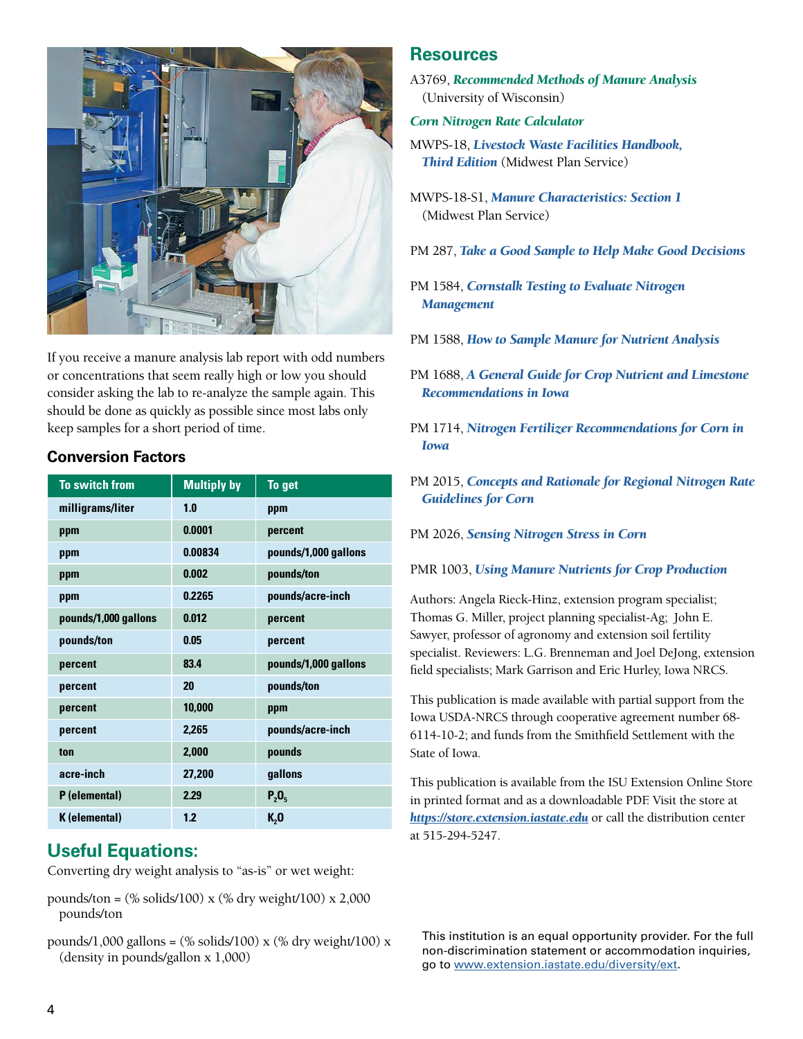If you receive a manure analysis lab report with odd numbers or concentrations that seem really high or low you should consider asking the lab to re-analyze the sample again. This should be done as quickly as possible since most labs only keep samples for a short period of time.

### Conversion Factors

| To switch from | Multiply by | To get |
|---|---|---|
| milligrams/liter | 1.0 | ppm |
| ppm | 0.0001 | percent |
| ppm | 0.00834 | pounds/1,000 gallons |
| ppm | 0.002 | pounds/ton |
| ppm | 0.2265 | pounds/acre-inch |
| pounds/1,000 gallons | 0.012 | percent |
| pounds/ton | 0.05 | percent |
| percent | 83.4 | pounds/1,000 gallons |
| percent | 20 | pounds/ton |
| percent | 10,000 | ppm |
| percent | 2,265 | pounds/acre-inch |
| ton | 2,000 | pounds |
| acre-inch | 27,200 | gallons |
| P (elemental) | 2.29 | $P_2O_5$ |
| K (elemental) | 1.2 | $K_2O$ |

## Useful Equations:

Converting dry weight analysis to "as-is" or wet weight:

pounds/ton = (% solids/100) x (% dry weight/100) x 2,000 pounds/ton

pounds/1,000 gallons = (% solids/100) x (% dry weight/100) x (density in pounds/gallon x 1,000)

## Resources

A3769, ***Recommended Methods of Manure Analysis*** (University of Wisconsin)

***Corn Nitrogen Rate Calculator***

MWPS-18, ***Livestock Waste Facilities Handbook, Third Edition*** (Midwest Plan Service)

MWPS-18-S1, ***Manure Characteristics: Section 1*** (Midwest Plan Service)

PM 287, ***Take a Good Sample to Help Make Good Decisions***

PM 1584, ***Cornstalk Testing to Evaluate Nitrogen Management***

PM 1588, ***How to Sample Manure for Nutrient Analysis***

PM 1688, ***A General Guide for Crop Nutrient and Limestone Recommendations in Iowa***

PM 1714, ***Nitrogen Fertilizer Recommendations for Corn in Iowa***

PM 2015, ***Concepts and Rationale for Regional Nitrogen Rate Guidelines for Corn***

PM 2026, ***Sensing Nitrogen Stress in Corn***

PMR 1003, ***Using Manure Nutrients for Crop Production***

Authors: Angela Rieck-Hinz, extension program specialist; Thomas G. Miller, project planning specialist-Ag; John E. Sawyer, professor of agronomy and extension soil fertility specialist. Reviewers: L.G. Brenneman and Joel DeJong, extension field specialists; Mark Garrison and Eric Hurley, Iowa NRCS.

This publication is made available with partial support from the Iowa USDA-NRCS through cooperative agreement number 68-6114-10-2; and funds from the Smithfield Settlement with the State of Iowa.

This publication is available from the ISU Extension Online Store in printed format and as a downloadable PDF. Visit the store at ***https://store.extension.iastate.edu*** or call the distribution center at 515-294-5247.

This institution is an equal opportunity provider. For the full non-discrimination statement or accommodation inquiries, go to www.extension.iastate.edu/diversity/ext.